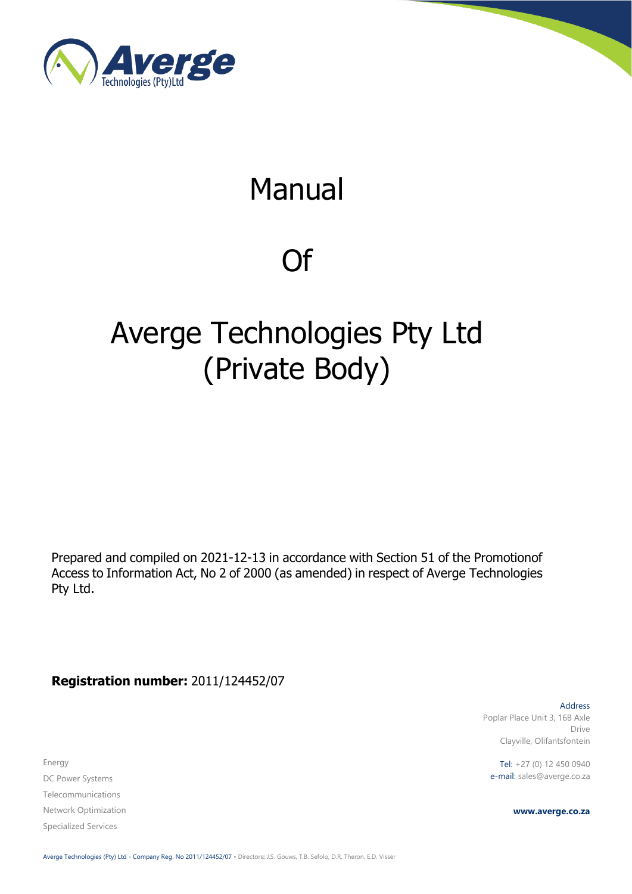# Manual

# Of

# Averge Technologies Pty Ltd (Private Body)

Prepared and compiled on 2021-12-13 in accordance with Section 51 of the Promotionof Access to Information Act, No 2 of 2000 (as amended) in respect of Averge Technologies Pty Ltd.

**Registration number:** 2011/124452/07

Address
Poplar Place Unit 3, 16B Axle Drive
Clayville, Olifantsfontein

Tel: +27 (0) 12 450 0940
e-mail: sales@averge.co.za

**www.averge.co.za**

Energy
DC Power Systems
Telecommunications
Network Optimization
Specialized Services

Averge Technologies (Pty) Ltd - Company Reg. No 2011/124452/07 • Directors: J.S. Gouws, T.B. Sefolo, D.R. Theron, E.D. Visser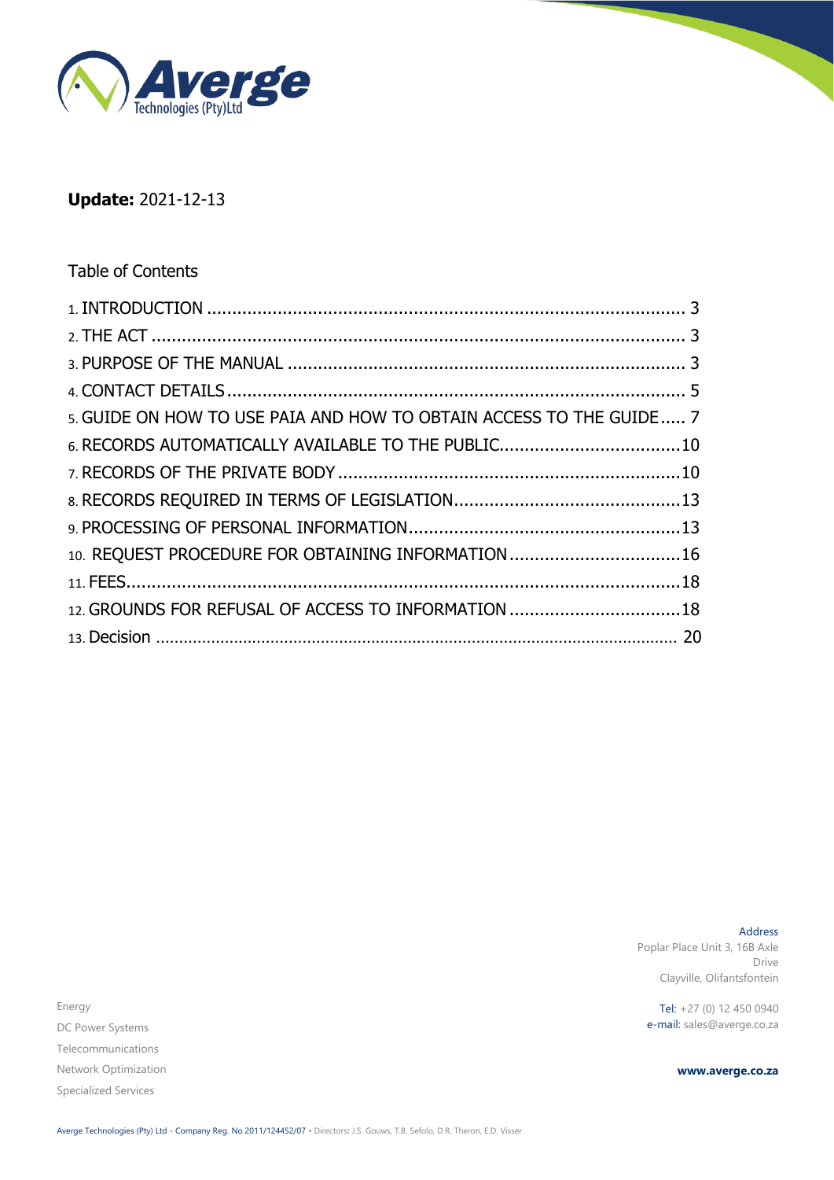**Update:** 2021-12-13

Table of Contents

1. INTRODUCTION ........................................................................................ 3
2. THE ACT ................................................................................................ 3
3. PURPOSE OF THE MANUAL ........................................................................ 3
4. CONTACT DETAILS .................................................................................. 5
5. GUIDE ON HOW TO USE PAIA AND HOW TO OBTAIN ACCESS TO THE GUIDE ..... 7
6. RECORDS AUTOMATICALLY AVAILABLE TO THE PUBLIC.................................... 10
7. RECORDS OF THE PRIVATE BODY ............................................................... 10
8. RECORDS REQUIRED IN TERMS OF LEGISLATION............................................. 13
9. PROCESSING OF PERSONAL INFORMATION..................................................... 13
10. REQUEST PROCEDURE FOR OBTAINING INFORMATION .................................. 16
11. FEES................................................................................................... 18
12. GROUNDS FOR REFUSAL OF ACCESS TO INFORMATION .................................. 18
13. Decision ............................................................................................... 20

Energy
DC Power Systems
Telecommunications
Network Optimization
Specialized Services

Address
Poplar Place Unit 3, 16B Axle Drive
Clayville, Olifantsfontein

Tel: +27 (0) 12 450 0940
e-mail: sales@averge.co.za

**www.averge.co.za**

Averge Technologies (Pty) Ltd - Company Reg. No 2011/124452/07 • Directors: J.S. Gouws, T.B. Sefolo, D.R. Theron, E.D. Visser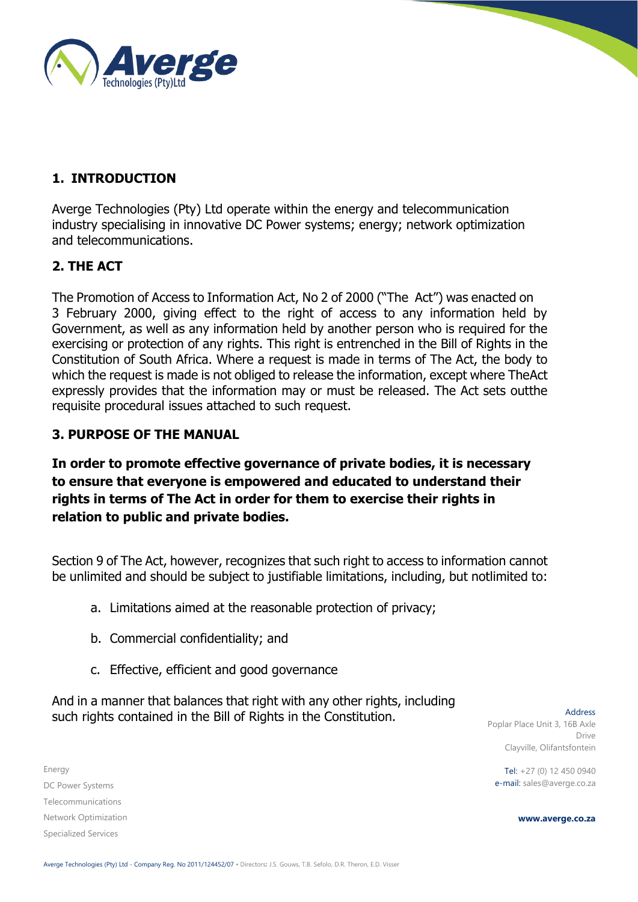## 1. INTRODUCTION

Averge Technologies (Pty) Ltd operate within the energy and telecommunication industry specialising in innovative DC Power systems; energy; network optimization and telecommunications.

## 2. THE ACT

The Promotion of Access to Information Act, No 2 of 2000 ("The Act") was enacted on 3 February 2000, giving effect to the right of access to any information held by Government, as well as any information held by another person who is required for the exercising or protection of any rights. This right is entrenched in the Bill of Rights in the Constitution of South Africa. Where a request is made in terms of The Act, the body to which the request is made is not obliged to release the information, except where TheAct expressly provides that the information may or must be released. The Act sets outthe requisite procedural issues attached to such request.

## 3. PURPOSE OF THE MANUAL

**In order to promote effective governance of private bodies, it is necessary to ensure that everyone is empowered and educated to understand their rights in terms of The Act in order for them to exercise their rights in relation to public and private bodies.**

Section 9 of The Act, however, recognizes that such right to access to information cannot be unlimited and should be subject to justifiable limitations, including, but notlimited to:

a. Limitations aimed at the reasonable protection of privacy;

b. Commercial confidentiality; and

c. Effective, efficient and good governance

And in a manner that balances that right with any other rights, including such rights contained in the Bill of Rights in the Constitution.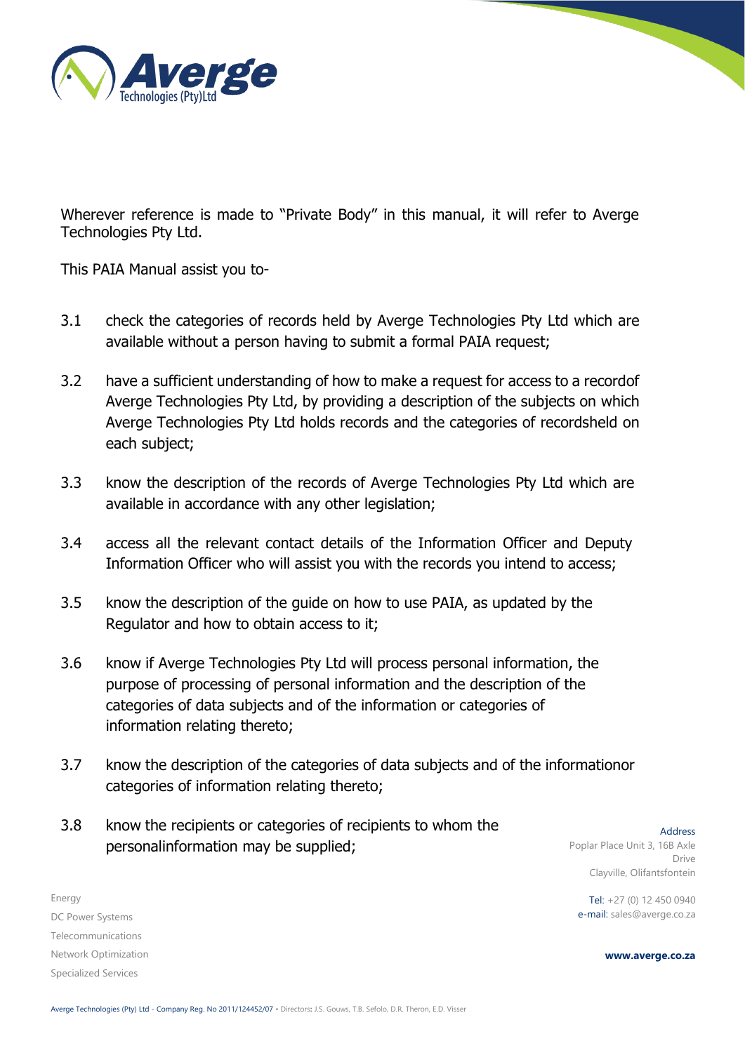Wherever reference is made to "Private Body" in this manual, it will refer to Averge Technologies Pty Ltd.

This PAIA Manual assist you to-

3.1 check the categories of records held by Averge Technologies Pty Ltd which are available without a person having to submit a formal PAIA request;

3.2 have a sufficient understanding of how to make a request for access to a recordof Averge Technologies Pty Ltd, by providing a description of the subjects on which Averge Technologies Pty Ltd holds records and the categories of recordsheld on each subject;

3.3 know the description of the records of Averge Technologies Pty Ltd which are available in accordance with any other legislation;

3.4 access all the relevant contact details of the Information Officer and Deputy Information Officer who will assist you with the records you intend to access;

3.5 know the description of the guide on how to use PAIA, as updated by the Regulator and how to obtain access to it;

3.6 know if Averge Technologies Pty Ltd will process personal information, the purpose of processing of personal information and the description of the categories of data subjects and of the information or categories of information relating thereto;

3.7 know the description of the categories of data subjects and of the informationor categories of information relating thereto;

3.8 know the recipients or categories of recipients to whom the personalinformation may be supplied;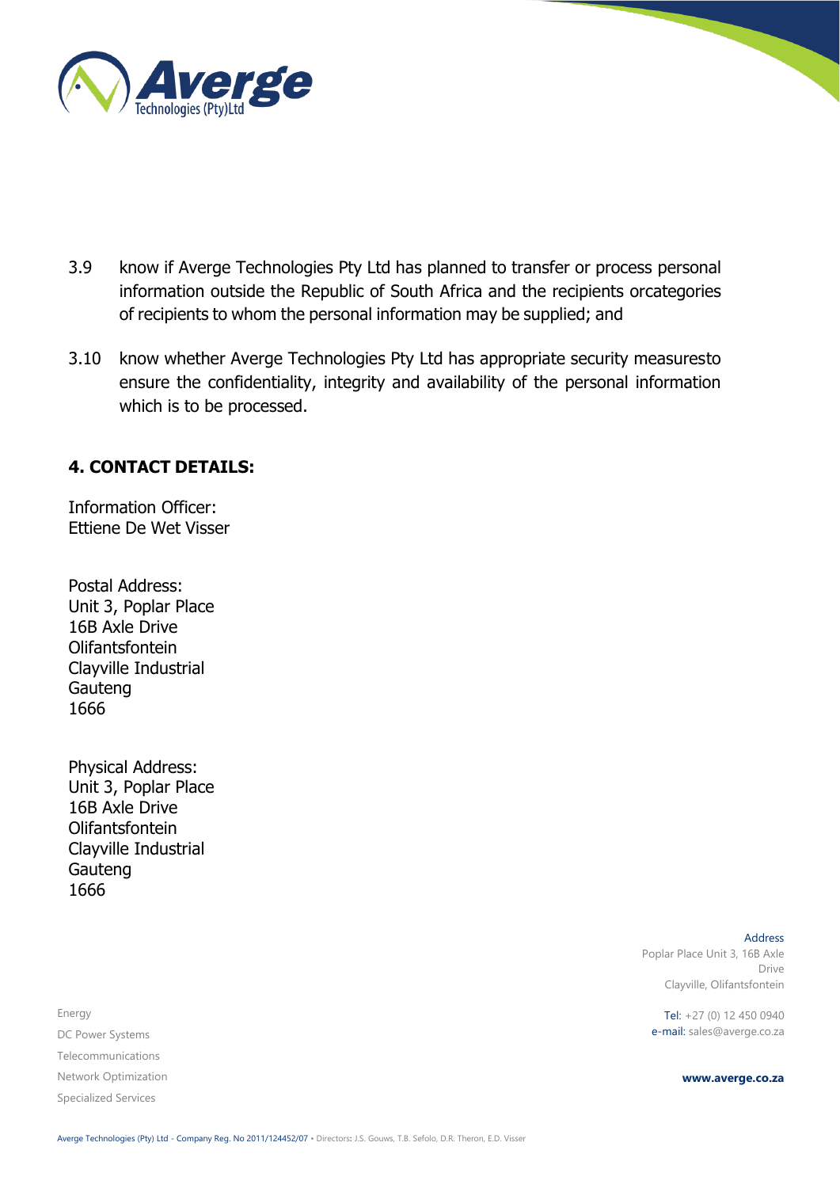3.9 know if Averge Technologies Pty Ltd has planned to transfer or process personal information outside the Republic of South Africa and the recipients orcategories of recipients to whom the personal information may be supplied; and

3.10 know whether Averge Technologies Pty Ltd has appropriate security measuresto ensure the confidentiality, integrity and availability of the personal information which is to be processed.

## 4. CONTACT DETAILS:

Information Officer:
Ettiene De Wet Visser

Postal Address:
Unit 3, Poplar Place
16B Axle Drive
Olifantsfontein
Clayville Industrial
Gauteng
1666

Physical Address:
Unit 3, Poplar Place
16B Axle Drive
Olifantsfontein
Clayville Industrial
Gauteng
1666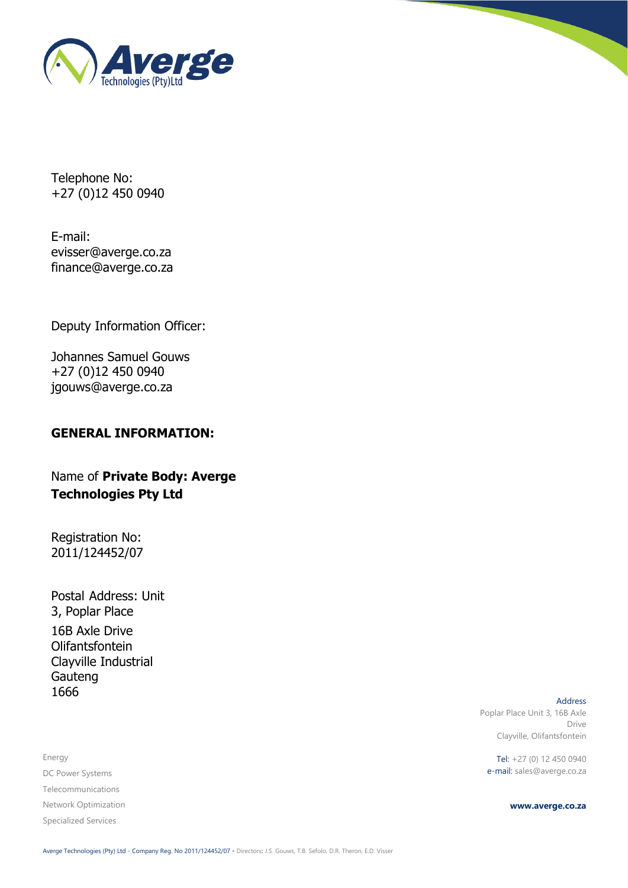Telephone No:
+27 (0)12 450 0940

E-mail:
evisser@averge.co.za
finance@averge.co.za

Deputy Information Officer:

Johannes Samuel Gouws
+27 (0)12 450 0940
jgouws@averge.co.za

## GENERAL INFORMATION:

Name of **Private Body: Averge Technologies Pty Ltd**

Registration No:
2011/124452/07

Postal Address: Unit 3, Poplar Place
16B Axle Drive
Olifantsfontein
Clayville Industrial
Gauteng
1666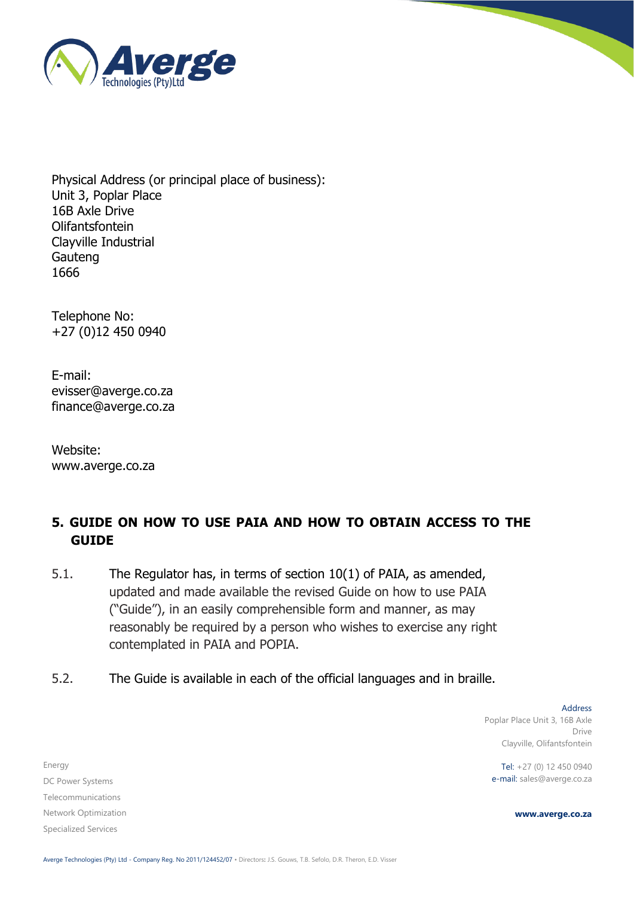Physical Address (or principal place of business):
Unit 3, Poplar Place
16B Axle Drive
Olifantsfontein
Clayville Industrial
Gauteng
1666

Telephone No:
+27 (0)12 450 0940

E-mail:
evisser@averge.co.za
finance@averge.co.za

Website:
www.averge.co.za

## 5. GUIDE ON HOW TO USE PAIA AND HOW TO OBTAIN ACCESS TO THE GUIDE

5.1. The Regulator has, in terms of section 10(1) of PAIA, as amended, updated and made available the revised Guide on how to use PAIA ("Guide"), in an easily comprehensible form and manner, as may reasonably be required by a person who wishes to exercise any right contemplated in PAIA and POPIA.

5.2. The Guide is available in each of the official languages and in braille.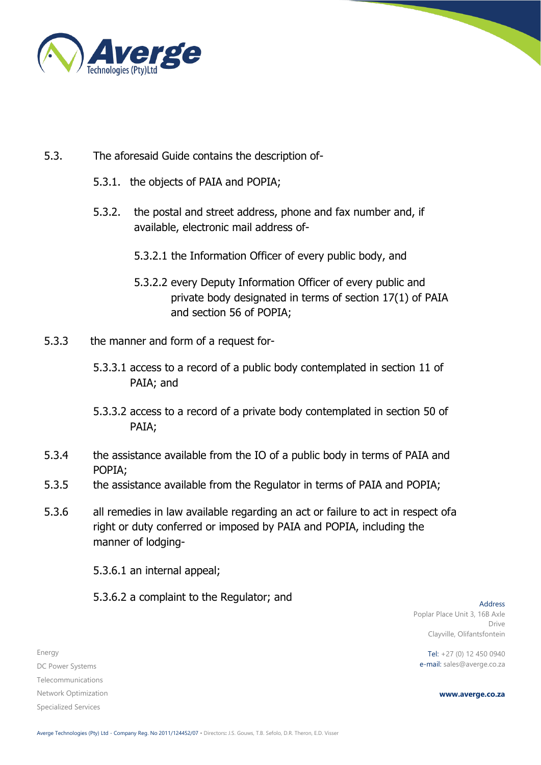5.3. The aforesaid Guide contains the description of-

5.3.1. the objects of PAIA and POPIA;

5.3.2. the postal and street address, phone and fax number and, if available, electronic mail address of-

5.3.2.1 the Information Officer of every public body, and

5.3.2.2 every Deputy Information Officer of every public and private body designated in terms of section 17(1) of PAIA and section 56 of POPIA;

5.3.3 the manner and form of a request for-

5.3.3.1 access to a record of a public body contemplated in section 11 of PAIA; and

5.3.3.2 access to a record of a private body contemplated in section 50 of PAIA;

5.3.4 the assistance available from the IO of a public body in terms of PAIA and POPIA;

5.3.5 the assistance available from the Regulator in terms of PAIA and POPIA;

5.3.6 all remedies in law available regarding an act or failure to act in respect ofa right or duty conferred or imposed by PAIA and POPIA, including the manner of lodging-

5.3.6.1 an internal appeal;

5.3.6.2 a complaint to the Regulator; and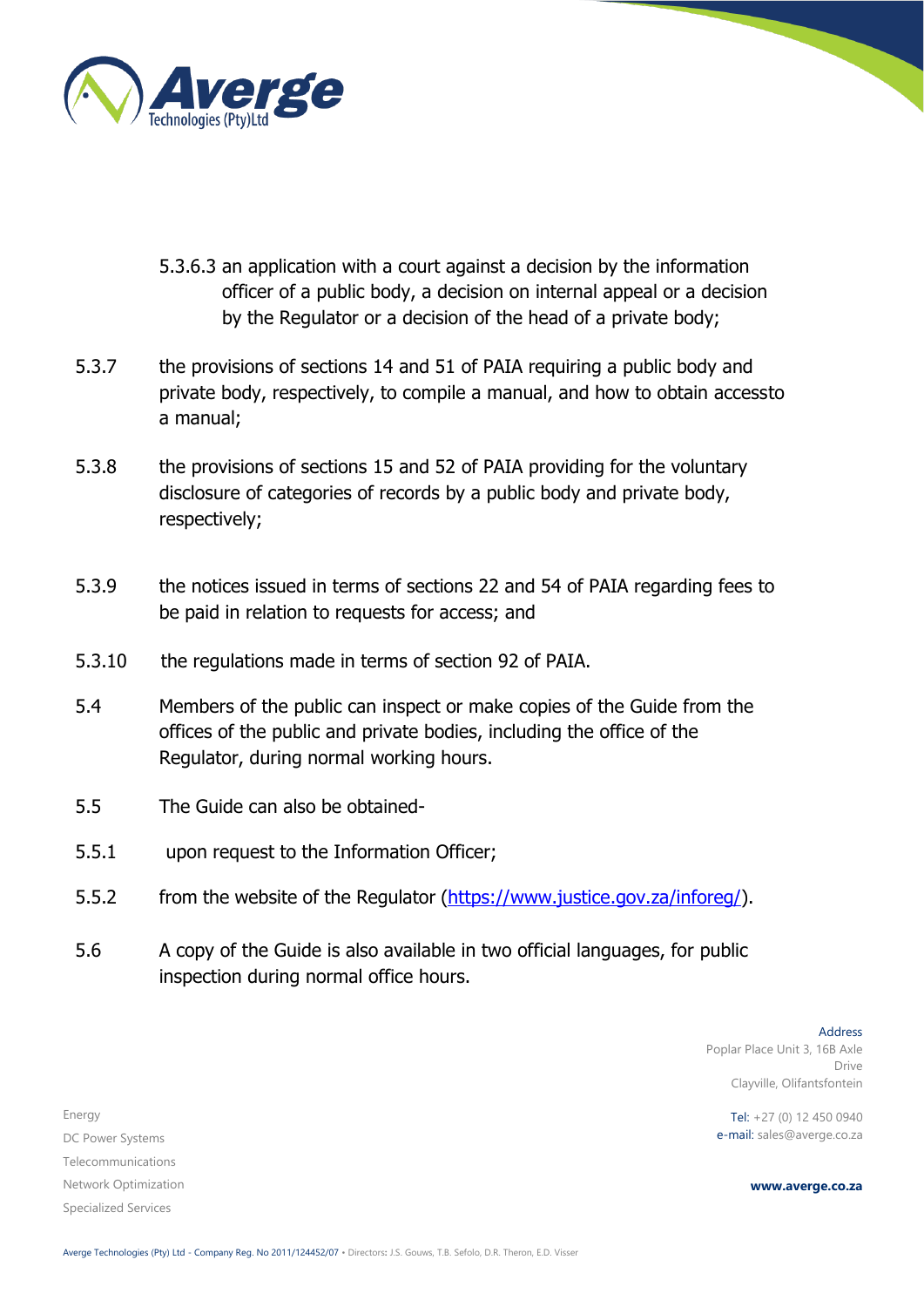5.3.6.3 an application with a court against a decision by the information officer of a public body, a decision on internal appeal or a decision by the Regulator or a decision of the head of a private body;

5.3.7 the provisions of sections 14 and 51 of PAIA requiring a public body and private body, respectively, to compile a manual, and how to obtain accessto a manual;

5.3.8 the provisions of sections 15 and 52 of PAIA providing for the voluntary disclosure of categories of records by a public body and private body, respectively;

5.3.9 the notices issued in terms of sections 22 and 54 of PAIA regarding fees to be paid in relation to requests for access; and

5.3.10 the regulations made in terms of section 92 of PAIA.

5.4 Members of the public can inspect or make copies of the Guide from the offices of the public and private bodies, including the office of the Regulator, during normal working hours.

5.5 The Guide can also be obtained-

5.5.1 upon request to the Information Officer;

5.5.2 from the website of the Regulator (https://www.justice.gov.za/inforeg/).

5.6 A copy of the Guide is also available in two official languages, for public inspection during normal office hours.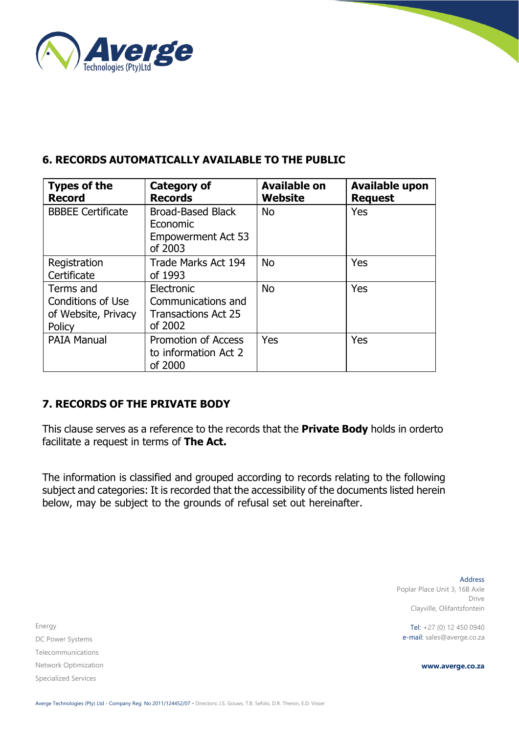## 6. RECORDS AUTOMATICALLY AVAILABLE TO THE PUBLIC

| Types of the Record | Category of Records | Available on Website | Available upon Request |
|---|---|---|---|
| BBBEE Certificate | Broad-Based Black Economic Empowerment Act 53 of 2003 | No | Yes |
| Registration Certificate | Trade Marks Act 194 of 1993 | No | Yes |
| Terms and Conditions of Use of Website, Privacy Policy | Electronic Communications and Transactions Act 25 of 2002 | No | Yes |
| PAIA Manual | Promotion of Access to information Act 2 of 2000 | Yes | Yes |

## 7. RECORDS OF THE PRIVATE BODY

This clause serves as a reference to the records that the **Private Body** holds in orderto facilitate a request in terms of **The Act.**

The information is classified and grouped according to records relating to the following subject and categories: It is recorded that the accessibility of the documents listed herein below, may be subject to the grounds of refusal set out hereinafter.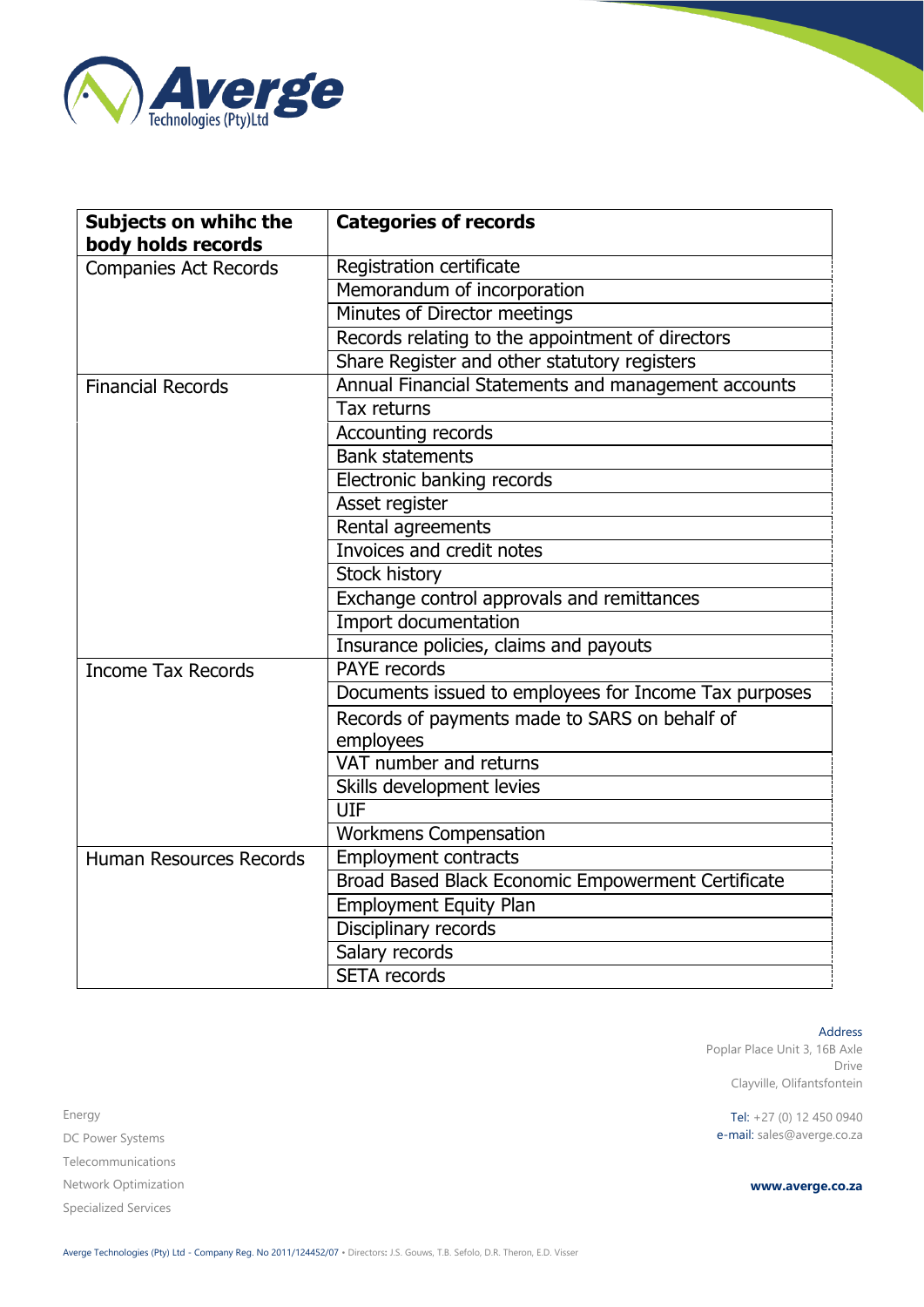| Subjects on whihc the body holds records | Categories of records |
|---|---|
| Companies Act Records | Registration certificate |
| | Memorandum of incorporation |
| | Minutes of Director meetings |
| | Records relating to the appointment of directors |
| | Share Register and other statutory registers |
| Financial Records | Annual Financial Statements and management accounts |
| | Tax returns |
| | Accounting records |
| | Bank statements |
| | Electronic banking records |
| | Asset register |
| | Rental agreements |
| | Invoices and credit notes |
| | Stock history |
| | Exchange control approvals and remittances |
| | Import documentation |
| | Insurance policies, claims and payouts |
| Income Tax Records | PAYE records |
| | Documents issued to employees for Income Tax purposes |
| | Records of payments made to SARS on behalf of employees |
| | VAT number and returns |
| | Skills development levies |
| | UIF |
| | Workmens Compensation |
| Human Resources Records | Employment contracts |
| | Broad Based Black Economic Empowerment Certificate |
| | Employment Equity Plan |
| | Disciplinary records |
| | Salary records |
| | SETA records |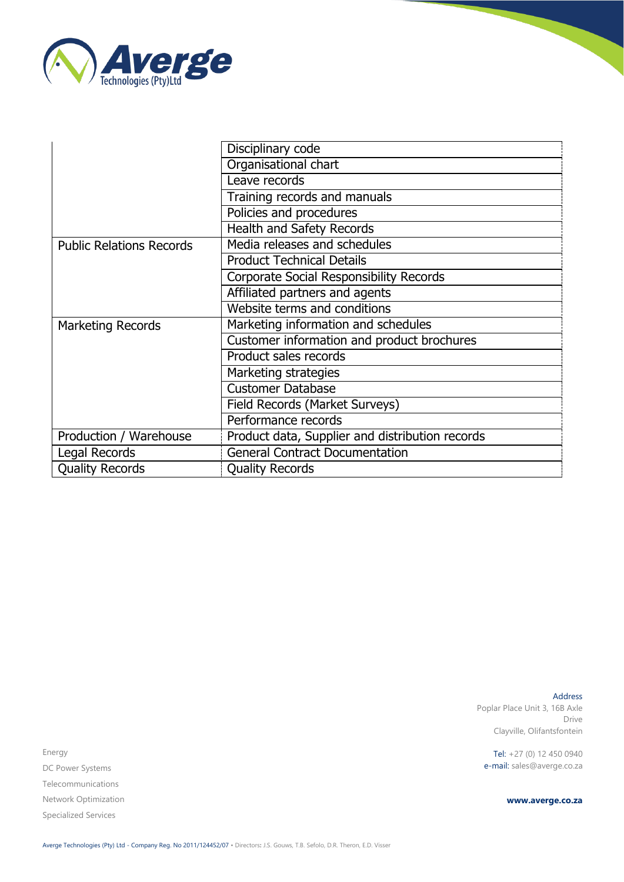| | |
|---|---|
| | Disciplinary code |
| | Organisational chart |
| | Leave records |
| | Training records and manuals |
| | Policies and procedures |
| | Health and Safety Records |
| Public Relations Records | Media releases and schedules |
| | Product Technical Details |
| | Corporate Social Responsibility Records |
| | Affiliated partners and agents |
| | Website terms and conditions |
| Marketing Records | Marketing information and schedules |
| | Customer information and product brochures |
| | Product sales records |
| | Marketing strategies |
| | Customer Database |
| | Field Records (Market Surveys) |
| | Performance records |
| Production / Warehouse | Product data, Supplier and distribution records |
| Legal Records | General Contract Documentation |
| Quality Records | Quality Records |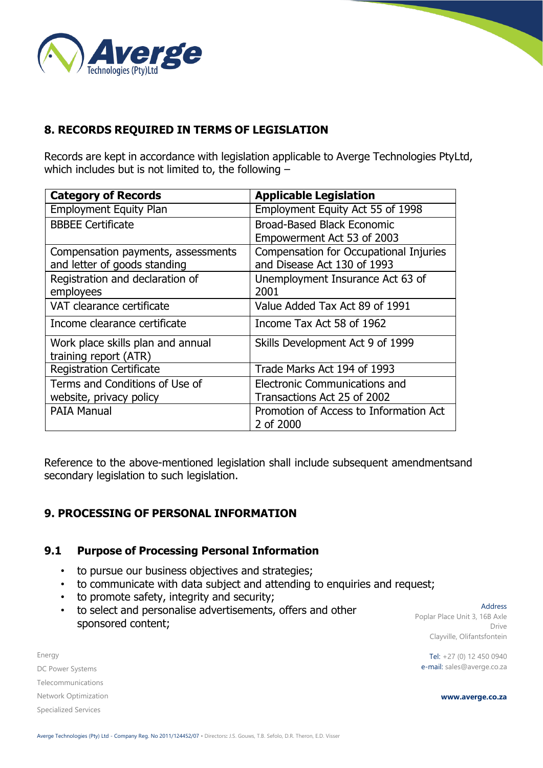## 8. RECORDS REQUIRED IN TERMS OF LEGISLATION

Records are kept in accordance with legislation applicable to Averge Technologies PtyLtd, which includes but is not limited to, the following –

| Category of Records | Applicable Legislation |
|---|---|
| Employment Equity Plan | Employment Equity Act 55 of 1998 |
| BBBEE Certificate | Broad-Based Black Economic Empowerment Act 53 of 2003 |
| Compensation payments, assessments and letter of goods standing | Compensation for Occupational Injuries and Disease Act 130 of 1993 |
| Registration and declaration of employees | Unemployment Insurance Act 63 of 2001 |
| VAT clearance certificate | Value Added Tax Act 89 of 1991 |
| Income clearance certificate | Income Tax Act 58 of 1962 |
| Work place skills plan and annual training report (ATR) | Skills Development Act 9 of 1999 |
| Registration Certificate | Trade Marks Act 194 of 1993 |
| Terms and Conditions of Use of website, privacy policy | Electronic Communications and Transactions Act 25 of 2002 |
| PAIA Manual | Promotion of Access to Information Act 2 of 2000 |

Reference to the above-mentioned legislation shall include subsequent amendmentsand secondary legislation to such legislation.

## 9. PROCESSING OF PERSONAL INFORMATION

### 9.1 Purpose of Processing Personal Information

- to pursue our business objectives and strategies;
- to communicate with data subject and attending to enquiries and request;
- to promote safety, integrity and security;
- to select and personalise advertisements, offers and other sponsored content;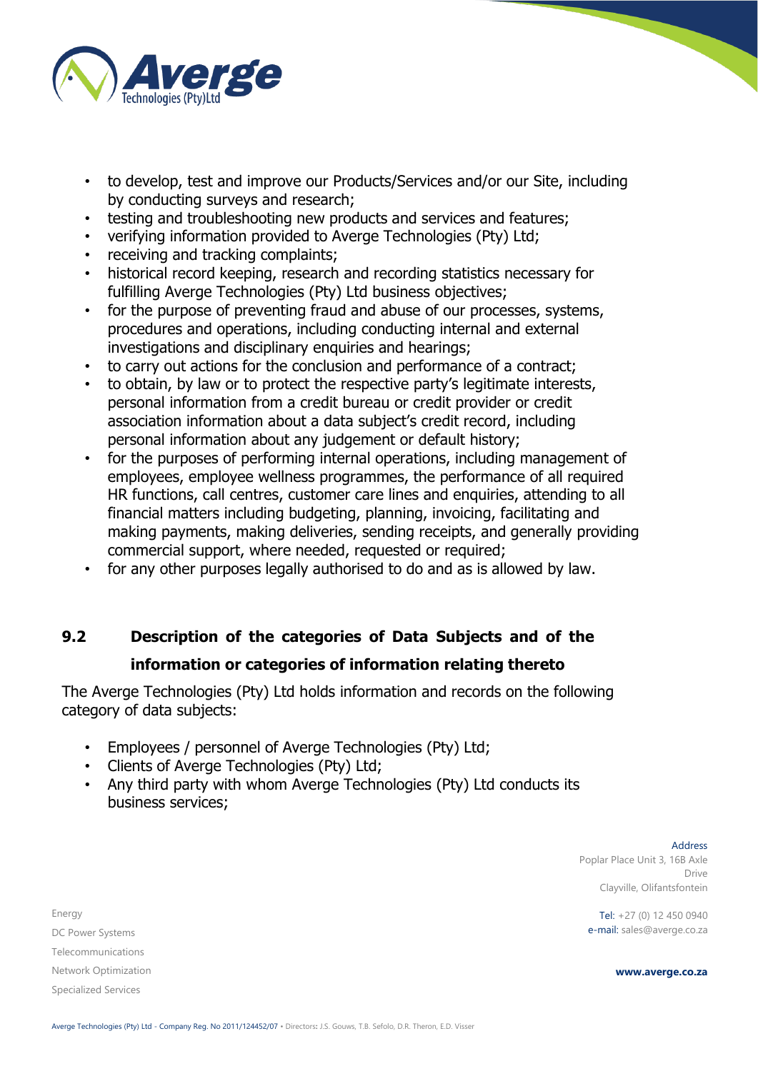- to develop, test and improve our Products/Services and/or our Site, including by conducting surveys and research;
- testing and troubleshooting new products and services and features;
- verifying information provided to Averge Technologies (Pty) Ltd;
- receiving and tracking complaints;
- historical record keeping, research and recording statistics necessary for fulfilling Averge Technologies (Pty) Ltd business objectives;
- for the purpose of preventing fraud and abuse of our processes, systems, procedures and operations, including conducting internal and external investigations and disciplinary enquiries and hearings;
- to carry out actions for the conclusion and performance of a contract;
- to obtain, by law or to protect the respective party's legitimate interests, personal information from a credit bureau or credit provider or credit association information about a data subject's credit record, including personal information about any judgement or default history;
- for the purposes of performing internal operations, including management of employees, employee wellness programmes, the performance of all required HR functions, call centres, customer care lines and enquiries, attending to all financial matters including budgeting, planning, invoicing, facilitating and making payments, making deliveries, sending receipts, and generally providing commercial support, where needed, requested or required;
- for any other purposes legally authorised to do and as is allowed by law.

## 9.2 Description of the categories of Data Subjects and of the information or categories of information relating thereto

The Averge Technologies (Pty) Ltd holds information and records on the following category of data subjects:

- Employees / personnel of Averge Technologies (Pty) Ltd;
- Clients of Averge Technologies (Pty) Ltd;
- Any third party with whom Averge Technologies (Pty) Ltd conducts its business services;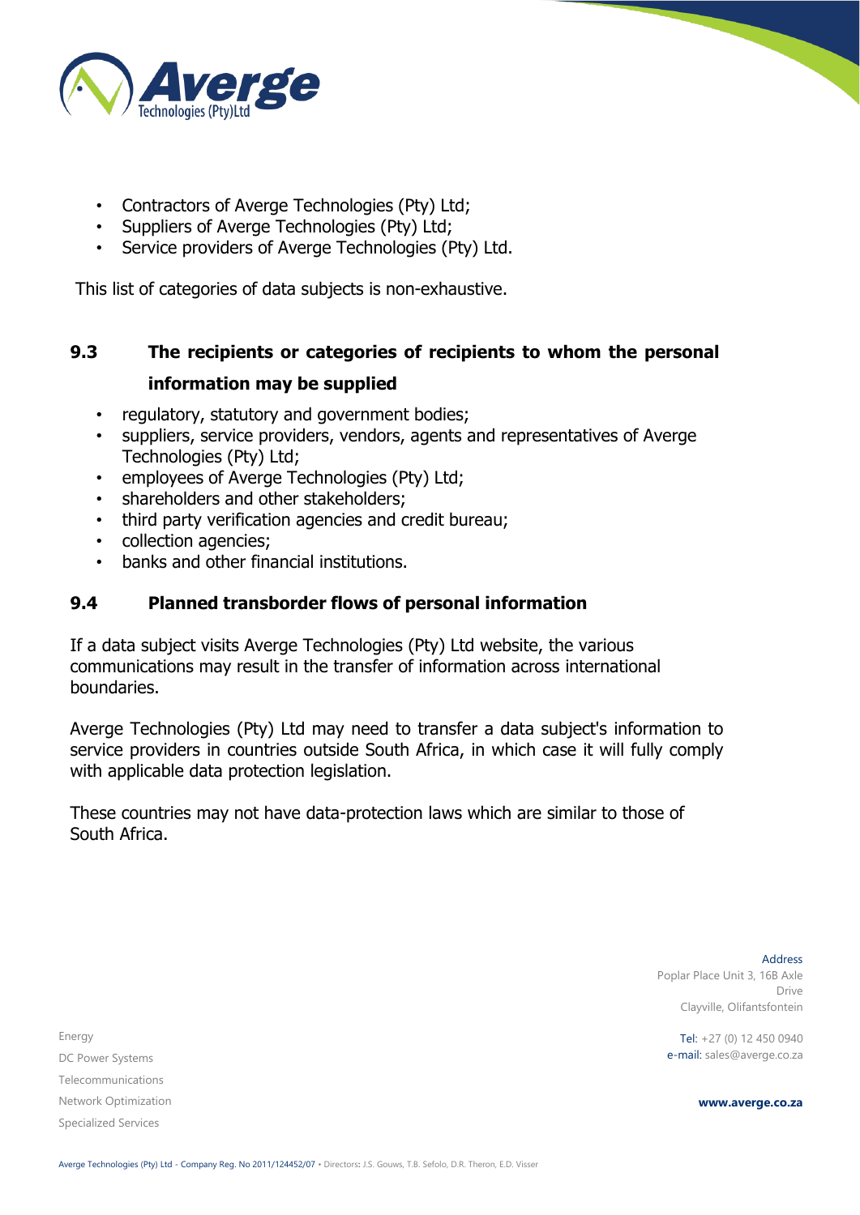- Contractors of Averge Technologies (Pty) Ltd;
- Suppliers of Averge Technologies (Pty) Ltd;
- Service providers of Averge Technologies (Pty) Ltd.

This list of categories of data subjects is non-exhaustive.

### 9.3 The recipients or categories of recipients to whom the personal information may be supplied

- regulatory, statutory and government bodies;
- suppliers, service providers, vendors, agents and representatives of Averge Technologies (Pty) Ltd;
- employees of Averge Technologies (Pty) Ltd;
- shareholders and other stakeholders;
- third party verification agencies and credit bureau;
- collection agencies;
- banks and other financial institutions.

### 9.4 Planned transborder flows of personal information

If a data subject visits Averge Technologies (Pty) Ltd website, the various communications may result in the transfer of information across international boundaries.

Averge Technologies (Pty) Ltd may need to transfer a data subject's information to service providers in countries outside South Africa, in which case it will fully comply with applicable data protection legislation.

These countries may not have data-protection laws which are similar to those of South Africa.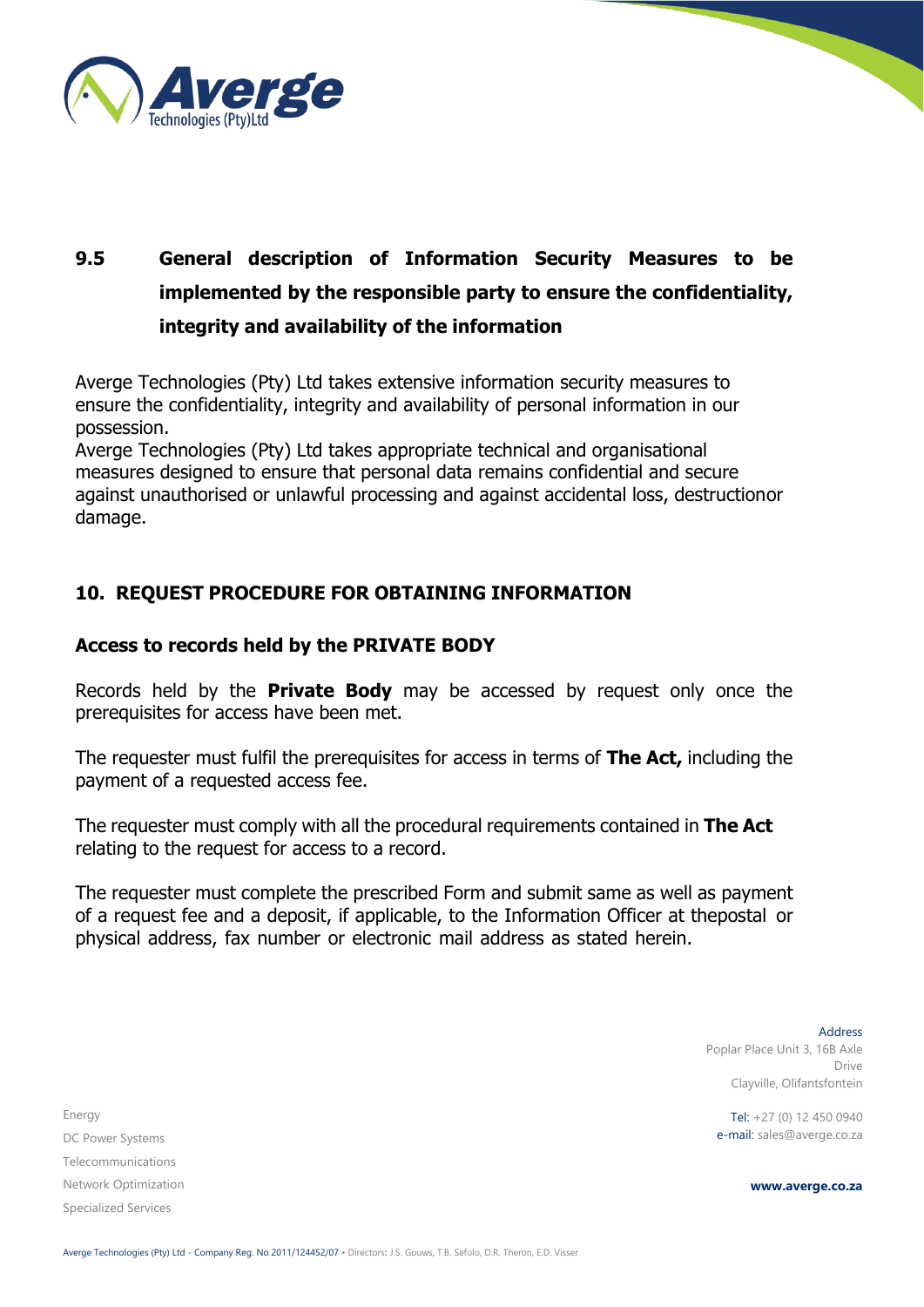## 9.5 General description of Information Security Measures to be implemented by the responsible party to ensure the confidentiality, integrity and availability of the information

Averge Technologies (Pty) Ltd takes extensive information security measures to ensure the confidentiality, integrity and availability of personal information in our possession.
Averge Technologies (Pty) Ltd takes appropriate technical and organisational measures designed to ensure that personal data remains confidential and secure against unauthorised or unlawful processing and against accidental loss, destructionor damage.

## 10. REQUEST PROCEDURE FOR OBTAINING INFORMATION

### Access to records held by the PRIVATE BODY

Records held by the **Private Body** may be accessed by request only once the prerequisites for access have been met.

The requester must fulfil the prerequisites for access in terms of **The Act,** including the payment of a requested access fee.

The requester must comply with all the procedural requirements contained in **The Act** relating to the request for access to a record.

The requester must complete the prescribed Form and submit same as well as payment of a request fee and a deposit, if applicable, to the Information Officer at thepostal or physical address, fax number or electronic mail address as stated herein.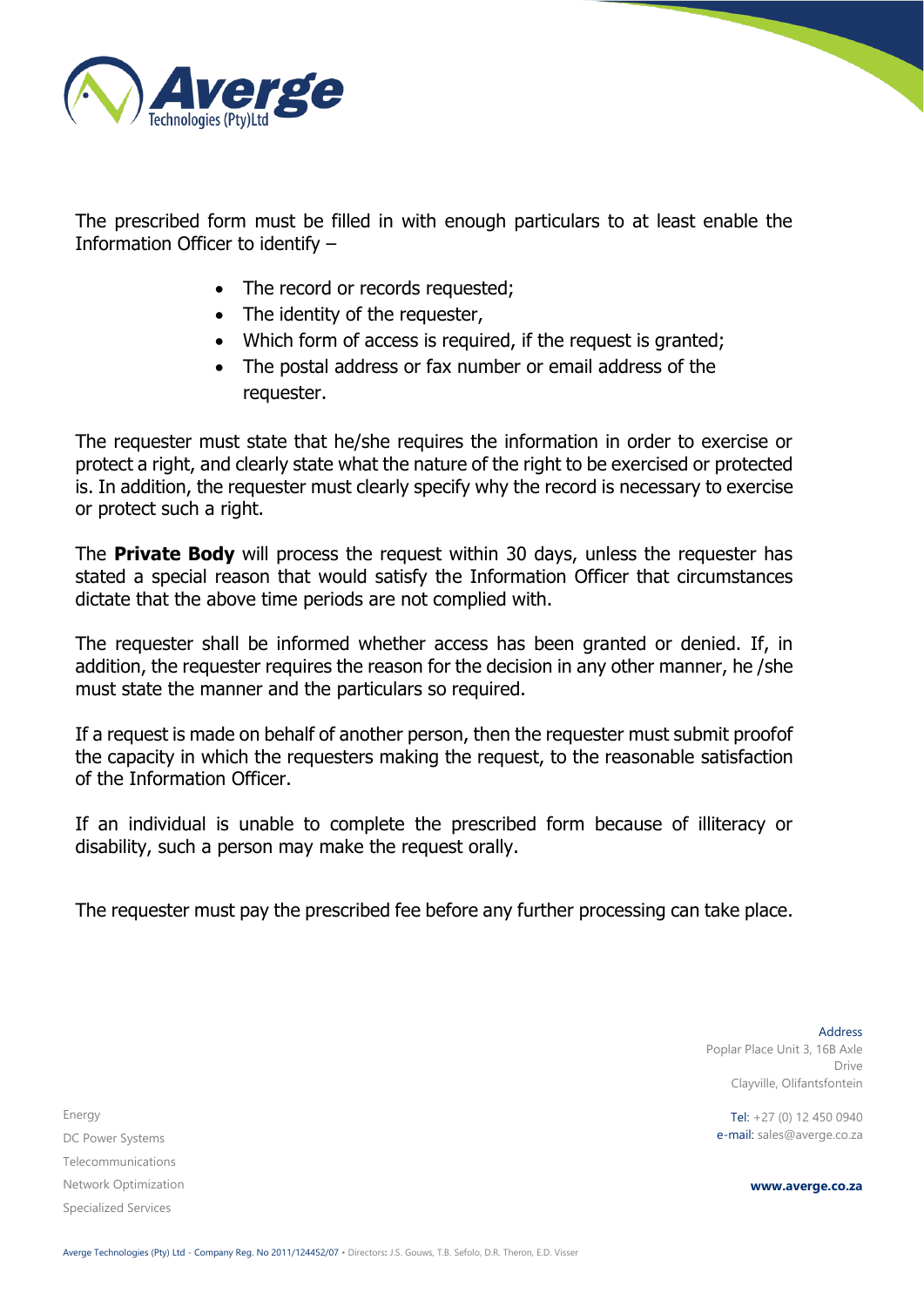The prescribed form must be filled in with enough particulars to at least enable the Information Officer to identify –

- The record or records requested;
- The identity of the requester,
- Which form of access is required, if the request is granted;
- The postal address or fax number or email address of the requester.

The requester must state that he/she requires the information in order to exercise or protect a right, and clearly state what the nature of the right to be exercised or protected is. In addition, the requester must clearly specify why the record is necessary to exercise or protect such a right.

The **Private Body** will process the request within 30 days, unless the requester has stated a special reason that would satisfy the Information Officer that circumstances dictate that the above time periods are not complied with.

The requester shall be informed whether access has been granted or denied. If, in addition, the requester requires the reason for the decision in any other manner, he /she must state the manner and the particulars so required.

If a request is made on behalf of another person, then the requester must submit proofof the capacity in which the requesters making the request, to the reasonable satisfaction of the Information Officer.

If an individual is unable to complete the prescribed form because of illiteracy or disability, such a person may make the request orally.

The requester must pay the prescribed fee before any further processing can take place.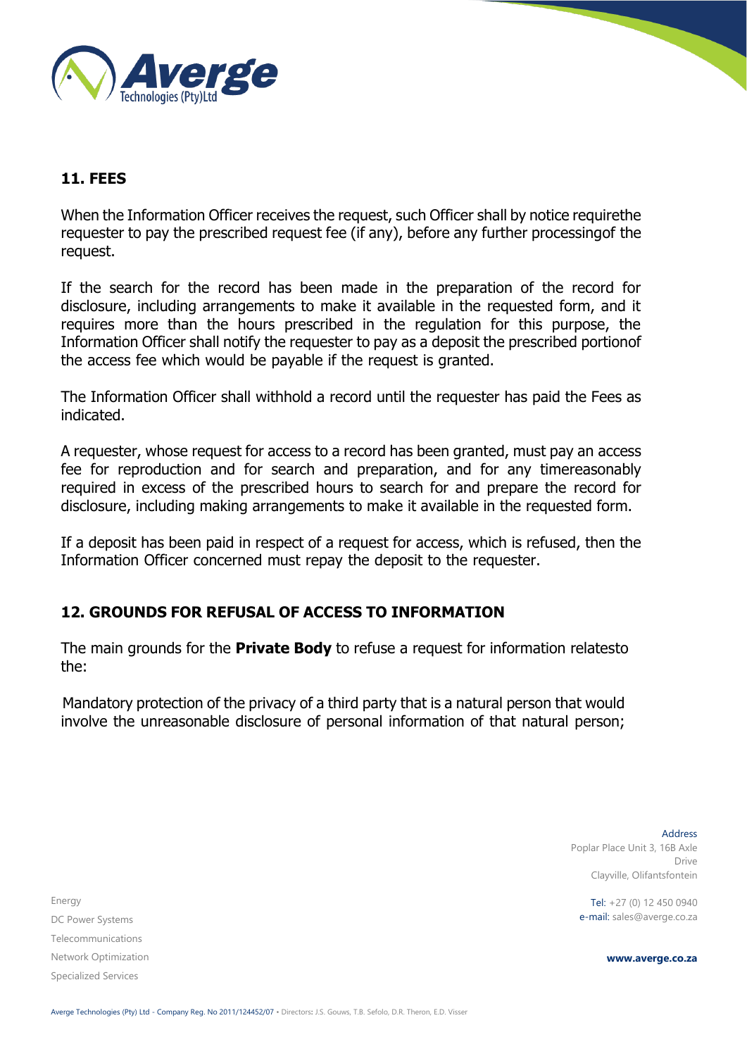## 11. FEES

When the Information Officer receives the request, such Officer shall by notice requirethe requester to pay the prescribed request fee (if any), before any further processingof the request.

If the search for the record has been made in the preparation of the record for disclosure, including arrangements to make it available in the requested form, and it requires more than the hours prescribed in the regulation for this purpose, the Information Officer shall notify the requester to pay as a deposit the prescribed portionof the access fee which would be payable if the request is granted.

The Information Officer shall withhold a record until the requester has paid the Fees as indicated.

A requester, whose request for access to a record has been granted, must pay an access fee for reproduction and for search and preparation, and for any timereasonably required in excess of the prescribed hours to search for and prepare the record for disclosure, including making arrangements to make it available in the requested form.

If a deposit has been paid in respect of a request for access, which is refused, then the Information Officer concerned must repay the deposit to the requester.

## 12. GROUNDS FOR REFUSAL OF ACCESS TO INFORMATION

The main grounds for the **Private Body** to refuse a request for information relatesto the:

Mandatory protection of the privacy of a third party that is a natural person that would involve the unreasonable disclosure of personal information of that natural person;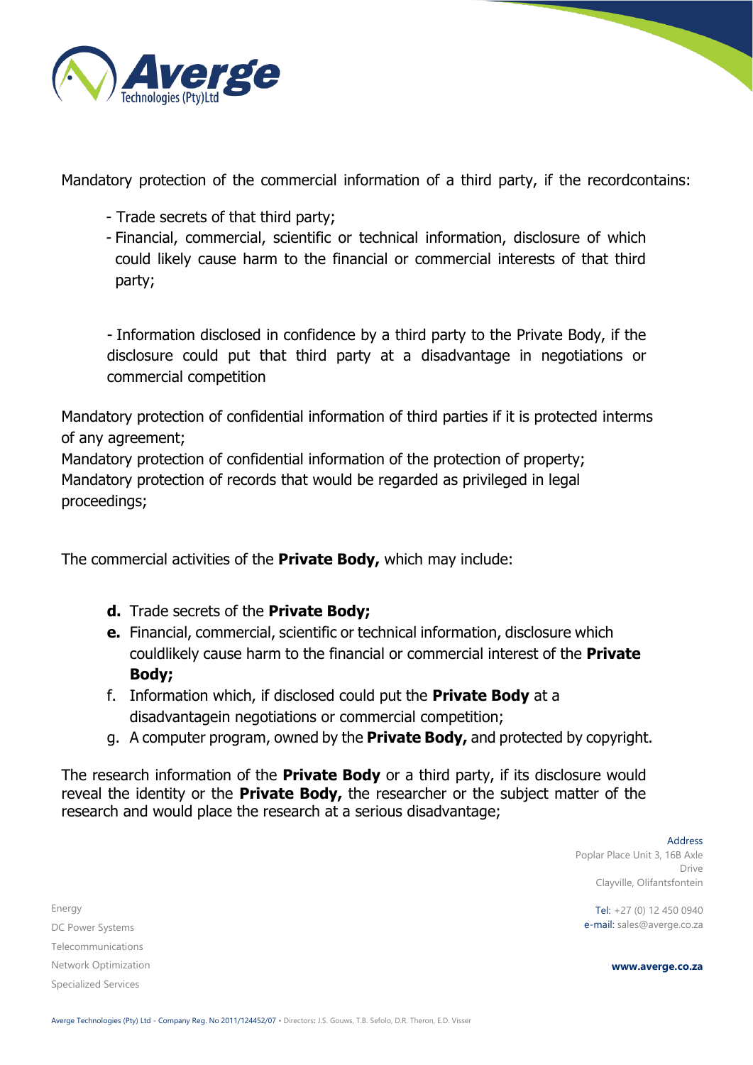Mandatory protection of the commercial information of a third party, if the recordcontains:

- Trade secrets of that third party;
- Financial, commercial, scientific or technical information, disclosure of which could likely cause harm to the financial or commercial interests of that third party;

- Information disclosed in confidence by a third party to the Private Body, if the disclosure could put that third party at a disadvantage in negotiations or commercial competition

Mandatory protection of confidential information of third parties if it is protected interms of any agreement;
Mandatory protection of confidential information of the protection of property;
Mandatory protection of records that would be regarded as privileged in legal proceedings;

The commercial activities of the **Private Body,** which may include:

- **d.** Trade secrets of the **Private Body;**
- **e.** Financial, commercial, scientific or technical information, disclosure which couldlikely cause harm to the financial or commercial interest of the **Private Body;**
- f. Information which, if disclosed could put the **Private Body** at a disadvantagein negotiations or commercial competition;
- g. A computer program, owned by the **Private Body,** and protected by copyright.

The research information of the **Private Body** or a third party, if its disclosure would reveal the identity or the **Private Body,** the researcher or the subject matter of the research and would place the research at a serious disadvantage;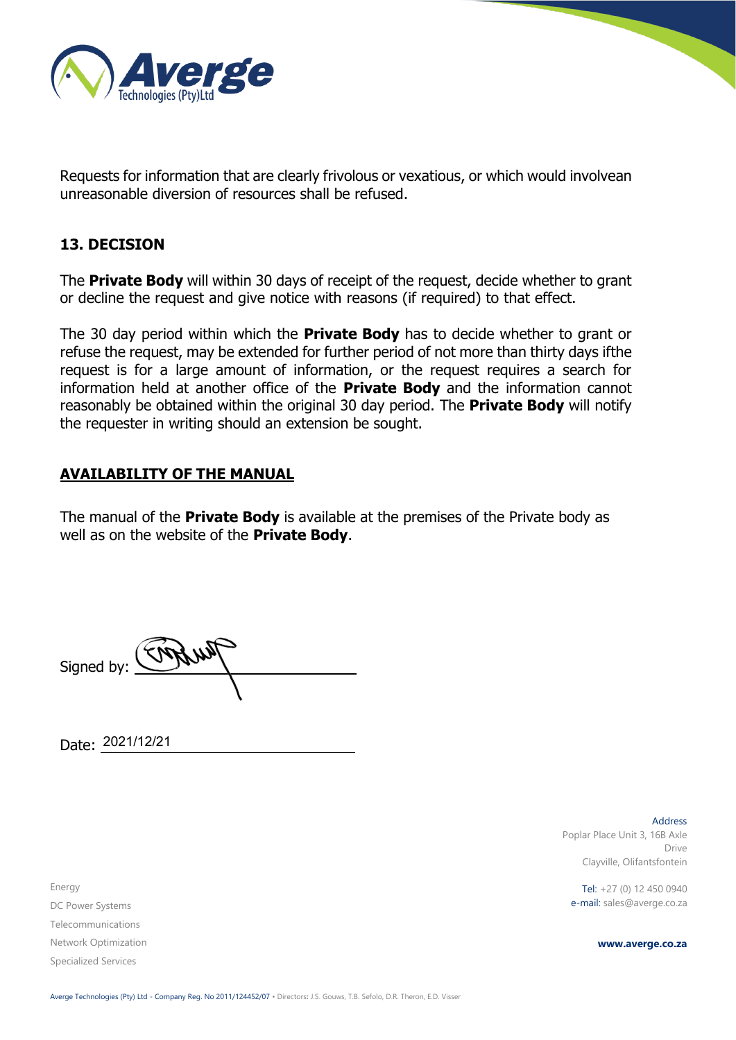Requests for information that are clearly frivolous or vexatious, or which would involvean unreasonable diversion of resources shall be refused.

## 13. DECISION

The **Private Body** will within 30 days of receipt of the request, decide whether to grant or decline the request and give notice with reasons (if required) to that effect.

The 30 day period within which the **Private Body** has to decide whether to grant or refuse the request, may be extended for further period of not more than thirty days ifthe request is for a large amount of information, or the request requires a search for information held at another office of the **Private Body** and the information cannot reasonably be obtained within the original 30 day period. The **Private Body** will notify the requester in writing should an extension be sought.

## AVAILABILITY OF THE MANUAL

The manual of the **Private Body** is available at the premises of the Private body as well as on the website of the **Private Body**.

Signed by: ____________________

Date: 2021/12/21